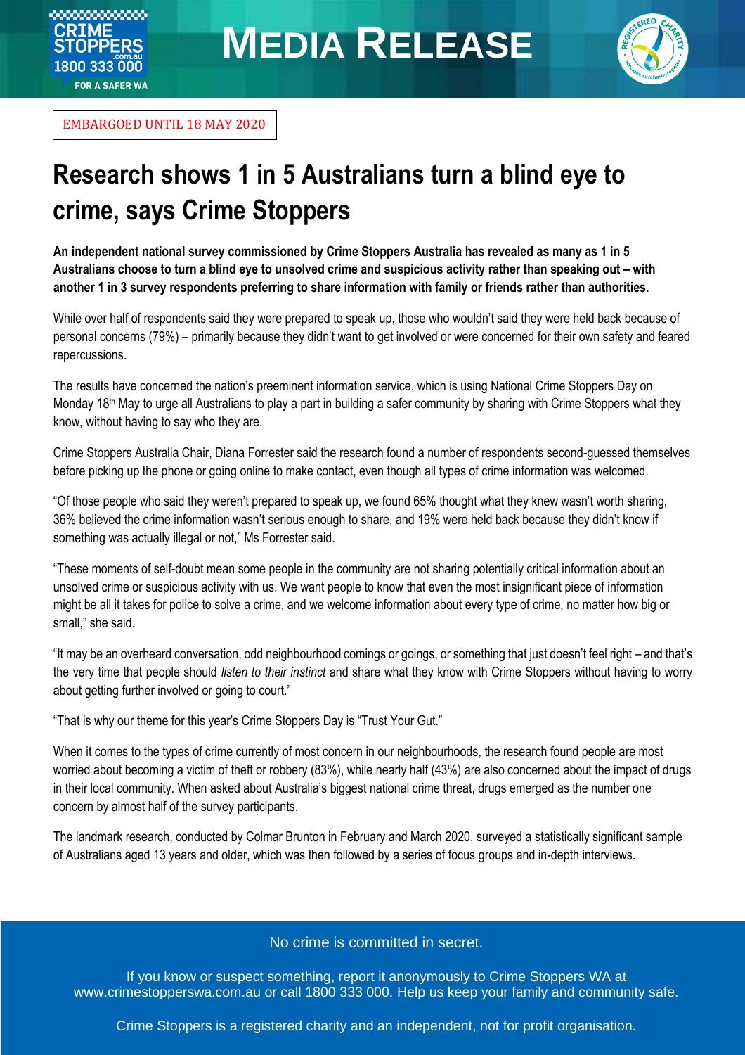# MEDIA RELEASE

EMBARGOED UNTIL 18 MAY 2020

# Research shows 1 in 5 Australians turn a blind eye to crime, says Crime Stoppers

**An independent national survey commissioned by Crime Stoppers Australia has revealed as many as 1 in 5 Australians choose to turn a blind eye to unsolved crime and suspicious activity rather than speaking out – with another 1 in 3 survey respondents preferring to share information with family or friends rather than authorities.**

While over half of respondents said they were prepared to speak up, those who wouldn't said they were held back because of personal concerns (79%) – primarily because they didn't want to get involved or were concerned for their own safety and feared repercussions.

The results have concerned the nation's preeminent information service, which is using National Crime Stoppers Day on Monday 18th May to urge all Australians to play a part in building a safer community by sharing with Crime Stoppers what they know, without having to say who they are.

Crime Stoppers Australia Chair, Diana Forrester said the research found a number of respondents second-guessed themselves before picking up the phone or going online to make contact, even though all types of crime information was welcomed.

"Of those people who said they weren't prepared to speak up, we found 65% thought what they knew wasn't worth sharing, 36% believed the crime information wasn't serious enough to share, and 19% were held back because they didn't know if something was actually illegal or not," Ms Forrester said.

"These moments of self-doubt mean some people in the community are not sharing potentially critical information about an unsolved crime or suspicious activity with us. We want people to know that even the most insignificant piece of information might be all it takes for police to solve a crime, and we welcome information about every type of crime, no matter how big or small," she said.

"It may be an overheard conversation, odd neighbourhood comings or goings, or something that just doesn't feel right – and that's the very time that people should *listen to their instinct* and share what they know with Crime Stoppers without having to worry about getting further involved or going to court."

"That is why our theme for this year's Crime Stoppers Day is "Trust Your Gut."

When it comes to the types of crime currently of most concern in our neighbourhoods, the research found people are most worried about becoming a victim of theft or robbery (83%), while nearly half (43%) are also concerned about the impact of drugs in their local community. When asked about Australia's biggest national crime threat, drugs emerged as the number one concern by almost half of the survey participants.

The landmark research, conducted by Colmar Brunton in February and March 2020, surveyed a statistically significant sample of Australians aged 13 years and older, which was then followed by a series of focus groups and in-depth interviews.

No crime is committed in secret.

If you know or suspect something, report it anonymously to Crime Stoppers WA at www.crimestopperswa.com.au or call 1800 333 000. Help us keep your family and community safe.

Crime Stoppers is a registered charity and an independent, not for profit organisation.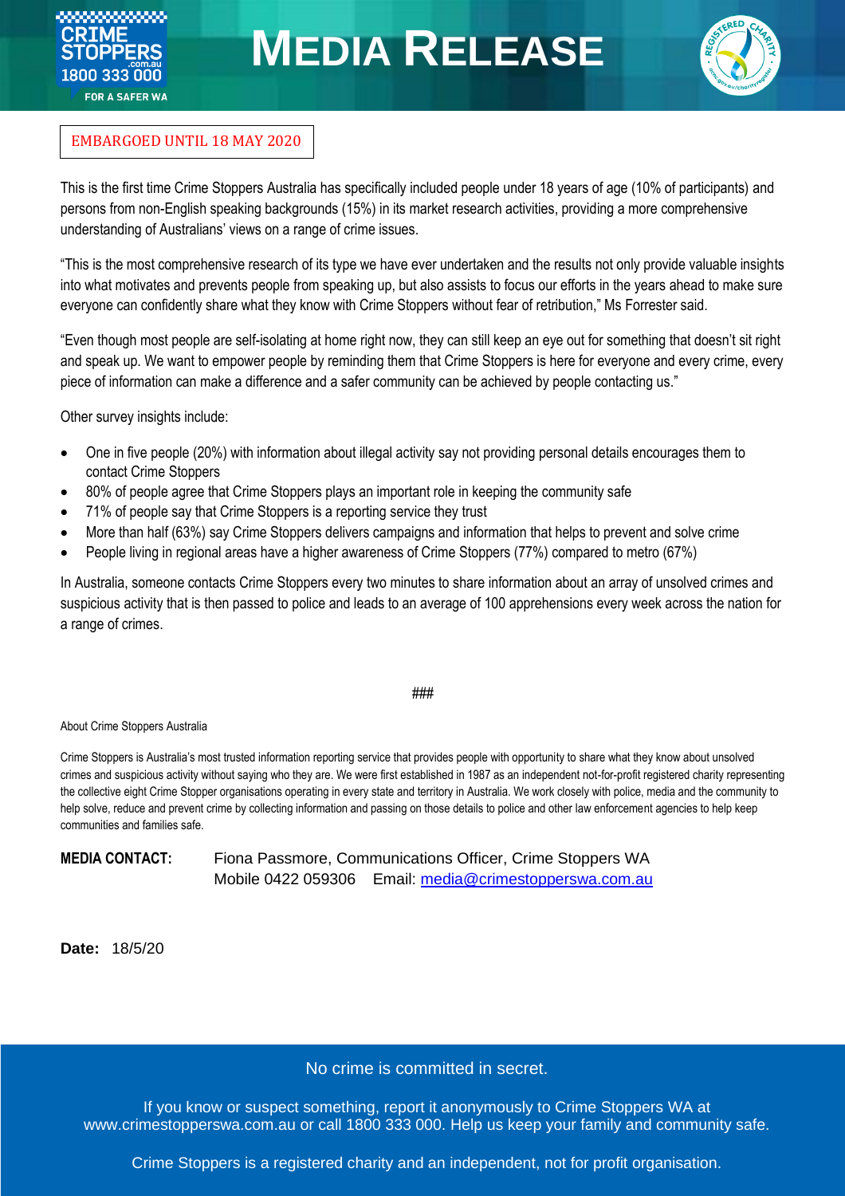EMBARGOED UNTIL 18 MAY 2020

This is the first time Crime Stoppers Australia has specifically included people under 18 years of age (10% of participants) and persons from non-English speaking backgrounds (15%) in its market research activities, providing a more comprehensive understanding of Australians' views on a range of crime issues.

"This is the most comprehensive research of its type we have ever undertaken and the results not only provide valuable insights into what motivates and prevents people from speaking up, but also assists to focus our efforts in the years ahead to make sure everyone can confidently share what they know with Crime Stoppers without fear of retribution," Ms Forrester said.

"Even though most people are self-isolating at home right now, they can still keep an eye out for something that doesn't sit right and speak up. We want to empower people by reminding them that Crime Stoppers is here for everyone and every crime, every piece of information can make a difference and a safer community can be achieved by people contacting us."

Other survey insights include:

- One in five people (20%) with information about illegal activity say not providing personal details encourages them to contact Crime Stoppers
- 80% of people agree that Crime Stoppers plays an important role in keeping the community safe
- 71% of people say that Crime Stoppers is a reporting service they trust
- More than half (63%) say Crime Stoppers delivers campaigns and information that helps to prevent and solve crime
- People living in regional areas have a higher awareness of Crime Stoppers (77%) compared to metro (67%)

In Australia, someone contacts Crime Stoppers every two minutes to share information about an array of unsolved crimes and suspicious activity that is then passed to police and leads to an average of 100 apprehensions every week across the nation for a range of crimes.

###

About Crime Stoppers Australia

Crime Stoppers is Australia's most trusted information reporting service that provides people with opportunity to share what they know about unsolved crimes and suspicious activity without saying who they are. We were first established in 1987 as an independent not-for-profit registered charity representing the collective eight Crime Stopper organisations operating in every state and territory in Australia. We work closely with police, media and the community to help solve, reduce and prevent crime by collecting information and passing on those details to police and other law enforcement agencies to help keep communities and families safe.

**MEDIA CONTACT:** Fiona Passmore, Communications Officer, Crime Stoppers WA
Mobile 0422 059306 Email: media@crimestopperswa.com.au

**Date:** 18/5/20

No crime is committed in secret.

If you know or suspect something, report it anonymously to Crime Stoppers WA at www.crimestopperswa.com.au or call 1800 333 000. Help us keep your family and community safe.

Crime Stoppers is a registered charity and an independent, not for profit organisation.